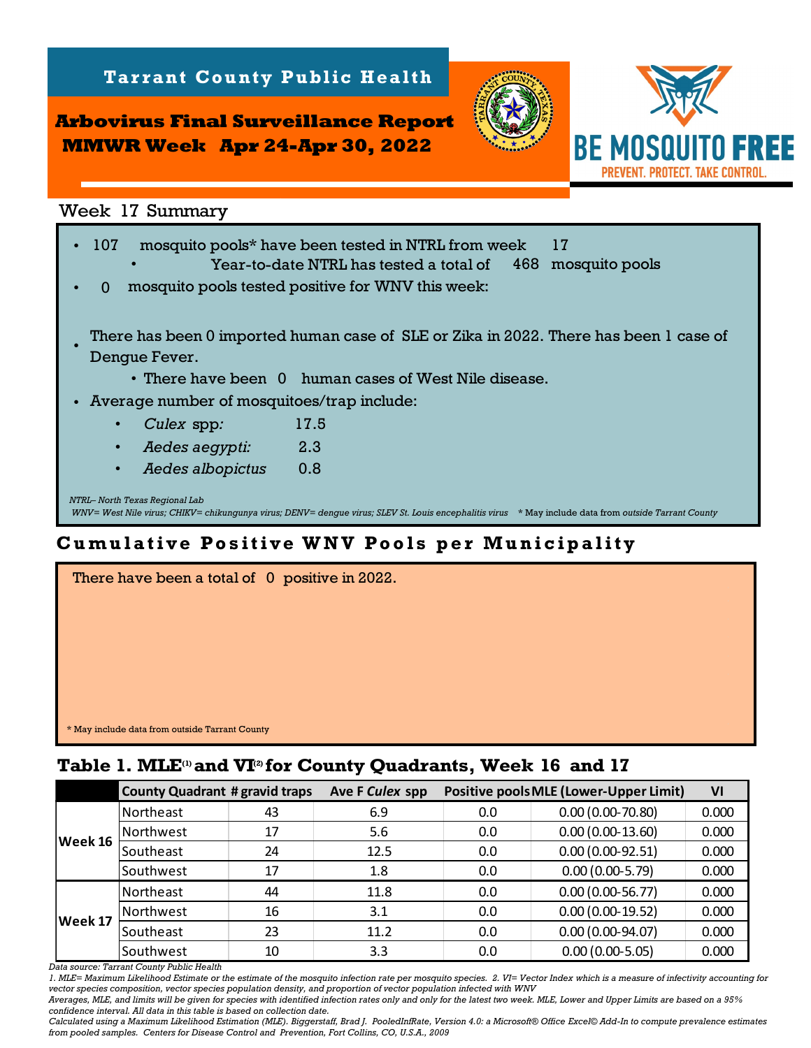# Tarrant County Public Health

## Arbovirus Final Surveillance Report
## MMWR Week Apr 24-Apr 30, 2022

**BE MOSQUITO FREE**
PREVENT. PROTECT. TAKE CONTROL.

### Week 17 Summary

- 107 mosquito pools* have been tested in NTRL from week 17
  - Year-to-date NTRL has tested a total of 468 mosquito pools
- 0 mosquito pools tested positive for WNV this week:
- There has been 0 imported human case of SLE or Zika in 2022. There has been 1 case of Dengue Fever.
  - There have been 0 human cases of West Nile disease.
- Average number of mosquitoes/trap include:
  - *Culex* spp: 17.5
  - *Aedes aegypti:* 2.3
  - *Aedes albopictus* 0.8

*NTRL– North Texas Regional Lab*
*WNV= West Nile virus; CHIKV= chikungunya virus; DENV= dengue virus; SLEV St. Louis encephalitis virus* * May include data from *outside Tarrant County*

## Cumulative Positive WNV Pools per Municipality

There have been a total of 0 positive in 2022.

* May include data from outside Tarrant County

### Table 1. MLE[1] and VI[2] for County Quadrants, Week 16 and 17

| | County Quadrant | # gravid traps | Ave F *Culex* spp | Positive pools | MLE (Lower-Upper Limit) | VI |
|---|---|---|---|---|---|---|
| Week 16 | Northeast | 43 | 6.9 | 0.0 | 0.00 (0.00-70.80) | 0.000 |
| | Northwest | 17 | 5.6 | 0.0 | 0.00 (0.00-13.60) | 0.000 |
| | Southeast | 24 | 12.5 | 0.0 | 0.00 (0.00-92.51) | 0.000 |
| | Southwest | 17 | 1.8 | 0.0 | 0.00 (0.00-5.79) | 0.000 |
| Week 17 | Northeast | 44 | 11.8 | 0.0 | 0.00 (0.00-56.77) | 0.000 |
| | Northwest | 16 | 3.1 | 0.0 | 0.00 (0.00-19.52) | 0.000 |
| | Southeast | 23 | 11.2 | 0.0 | 0.00 (0.00-94.07) | 0.000 |
| | Southwest | 10 | 3.3 | 0.0 | 0.00 (0.00-5.05) | 0.000 |

*Data source: Tarrant County Public Health*
*1. MLE= Maximum Likelihood Estimate or the estimate of the mosquito infection rate per mosquito species. 2. VI= Vector Index which is a measure of infectivity accounting for vector species composition, vector species population density, and proportion of vector population infected with WNV*
*Averages, MLE, and limits will be given for species with identified infection rates only and only for the latest two week. MLE, Lower and Upper Limits are based on a 95% confidence interval. All data in this table is based on collection date.*
*Calculated using a Maximum Likelihood Estimation (MLE). Biggerstaff, Brad J. PooledInfRate, Version 4.0: a Microsoft® Office Excel© Add-In to compute prevalence estimates from pooled samples. Centers for Disease Control and Prevention, Fort Collins, CO, U.S.A., 2009*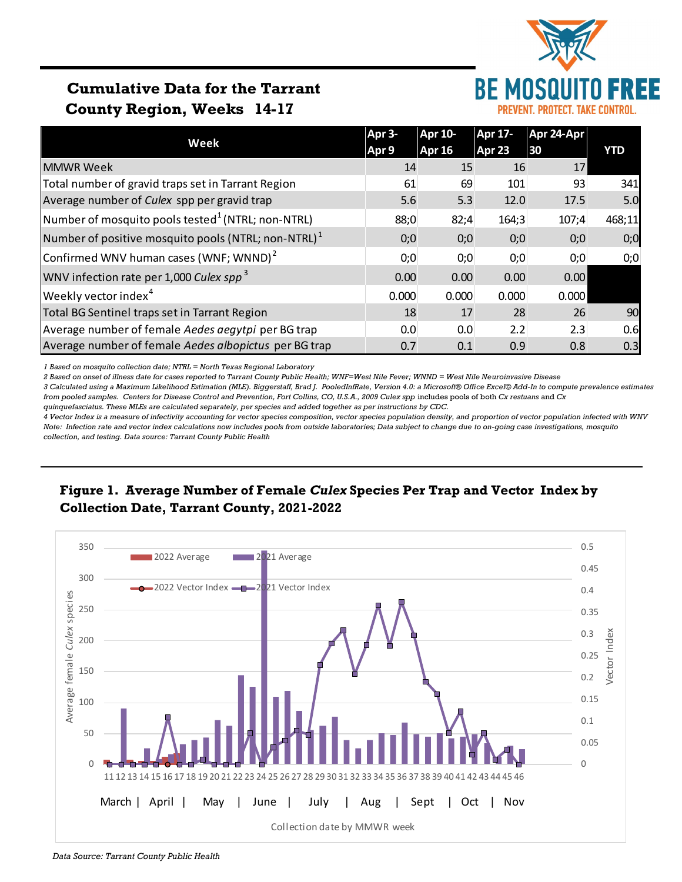# Cumulative Data for the Tarrant County Region, Weeks 14-17

BE MOSQUITO FREE
PREVENT. PROTECT. TAKE CONTROL.

| Week | Apr 3-Apr 9 | Apr 10-Apr 16 | Apr 17-Apr 23 | Apr 24-Apr 30 | YTD |
|---|---|---|---|---|---|
| MMWR Week | 14 | 15 | 16 | 17 | |
| Total number of gravid traps set in Tarrant Region | 61 | 69 | 101 | 93 | 341 |
| Average number of *Culex* spp per gravid trap | 5.6 | 5.3 | 12.0 | 17.5 | 5.0 |
| Number of mosquito pools tested[1] (NTRL; non-NTRL) | 88;0 | 82;4 | 164;3 | 107;4 | 468;11 |
| Number of positive mosquito pools (NTRL; non-NTRL)[1] | 0;0 | 0;0 | 0;0 | 0;0 | 0;0 |
| Confirmed WNV human cases (WNF; WNND)[2] | 0;0 | 0;0 | 0;0 | 0;0 | 0;0 |
| WNV infection rate per 1,000 *Culex spp*[3] | 0.00 | 0.00 | 0.00 | 0.00 | |
| Weekly vector index[4] | 0.000 | 0.000 | 0.000 | 0.000 | |
| Total BG Sentinel traps set in Tarrant Region | 18 | 17 | 28 | 26 | 90 |
| Average number of female *Aedes aegytpi* per BG trap | 0.0 | 0.0 | 2.2 | 2.3 | 0.6 |
| Average number of female *Aedes albopictus* per BG trap | 0.7 | 0.1 | 0.9 | 0.8 | 0.3 |

*1 Based on mosquito collection date; NTRL = North Texas Regional Laboratory*
*2 Based on onset of illness date for cases reported to Tarrant County Public Health; WNF=West Nile Fever; WNND = West Nile Neuroinvasive Disease*
*3 Calculated using a Maximum Likelihood Estimation (MLE). Biggerstaff, Brad J. PooledInfRate, Version 4.0: a Microsoft® Office Excel© Add-In to compute prevalence estimates from pooled samples. Centers for Disease Control and Prevention, Fort Collins, CO, U.S.A., 2009 Culex spp includes pools of both Cx restuans and Cx quinquefasciatus. These MLEs are calculated separately, per species and added together as per instructions by CDC.*
*4 Vector Index is a measure of infectivity accounting for vector species composition, vector species population density, and proportion of vector population infected with WNV*
*Note: Infection rate and vector index calculations now includes pools from outside laboratories; Data subject to change due to on-going case investigations, mosquito collection, and testing. Data source: Tarrant County Public Health*

**Figure 1. Average Number of Female *Culex* Species Per Trap and Vector Index by Collection Date, Tarrant County, 2021-2022**

*Data Source: Tarrant County Public Health*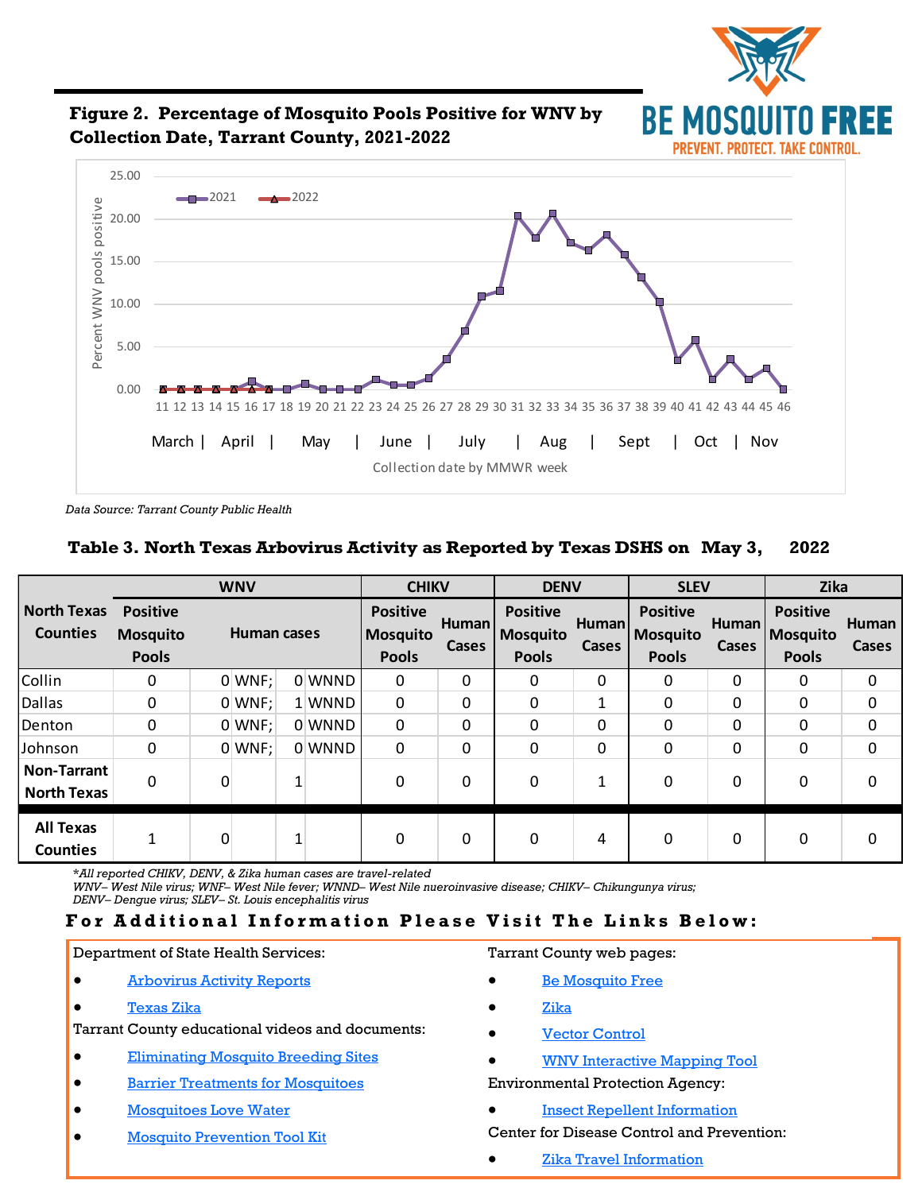BE MOSQUITO FREE

PREVENT. PROTECT. TAKE CONTROL.

**Figure 2. Percentage of Mosquito Pools Positive for WNV by Collection Date, Tarrant County, 2021-2022**

25.00
20.00
15.00
10.00
5.00
0.00

Percent WNV pools positive

2021
2022

11 12 13 14 15 16 17 18 19 20 21 22 23 24 25 26 27 28 29 30 31 32 33 34 35 36 37 38 39 40 41 42 43 44 45 46

March | April | May | June | July | Aug | Sept | Oct | Nov

Collection date by MMWR week

*Data Source: Tarrant County Public Health*

**Table 3. North Texas Arbovirus Activity as Reported by Texas DSHS on May 3, 2022**

| North Texas Counties | WNV | | | | | CHIKV | | DENV | | SLEV | | Zika | |
|---|---|---|---|---|---|---|---|---|---|---|---|---|---|
| | Positive Mosquito Pools | Human cases | | | | Positive Mosquito Pools | Human Cases | Positive Mosquito Pools | Human Cases | Positive Mosquito Pools | Human Cases | Positive Mosquito Pools | Human Cases |
| Collin | 0 | 0 | WNF; | 0 | WNND | 0 | 0 | 0 | 0 | 0 | 0 | 0 | 0 |
| Dallas | 0 | 0 | WNF; | 1 | WNND | 0 | 0 | 0 | 1 | 0 | 0 | 0 | 0 |
| Denton | 0 | 0 | WNF; | 0 | WNND | 0 | 0 | 0 | 0 | 0 | 0 | 0 | 0 |
| Johnson | 0 | 0 | WNF; | 0 | WNND | 0 | 0 | 0 | 0 | 0 | 0 | 0 | 0 |
| Non-Tarrant North Texas | 0 | 0 | | 1 | | 0 | 0 | 0 | 1 | 0 | 0 | 0 | 0 |
| All Texas Counties | 1 | 0 | | 1 | | 0 | 0 | 0 | 4 | 0 | 0 | 0 | 0 |

*All reported CHIKV, DENV, & Zika human cases are travel-related

*WNV– West Nile virus; WNF– West Nile fever; WNND– West Nile nueroinvasive disease; CHIKV– Chikungunya virus; DENV– Dengue virus; SLEV– St. Louis encephalitis virus*

## For Additional Information Please Visit The Links Below:

Department of State Health Services:

- Arbovirus Activity Reports
- Texas Zika

Tarrant County educational videos and documents:

- Eliminating Mosquito Breeding Sites
- Barrier Treatments for Mosquitoes
- Mosquitoes Love Water
- Mosquito Prevention Tool Kit

Tarrant County web pages:

- Be Mosquito Free
- Zika
- Vector Control
- WNV Interactive Mapping Tool

Environmental Protection Agency:

- Insect Repellent Information

Center for Disease Control and Prevention:

- Zika Travel Information